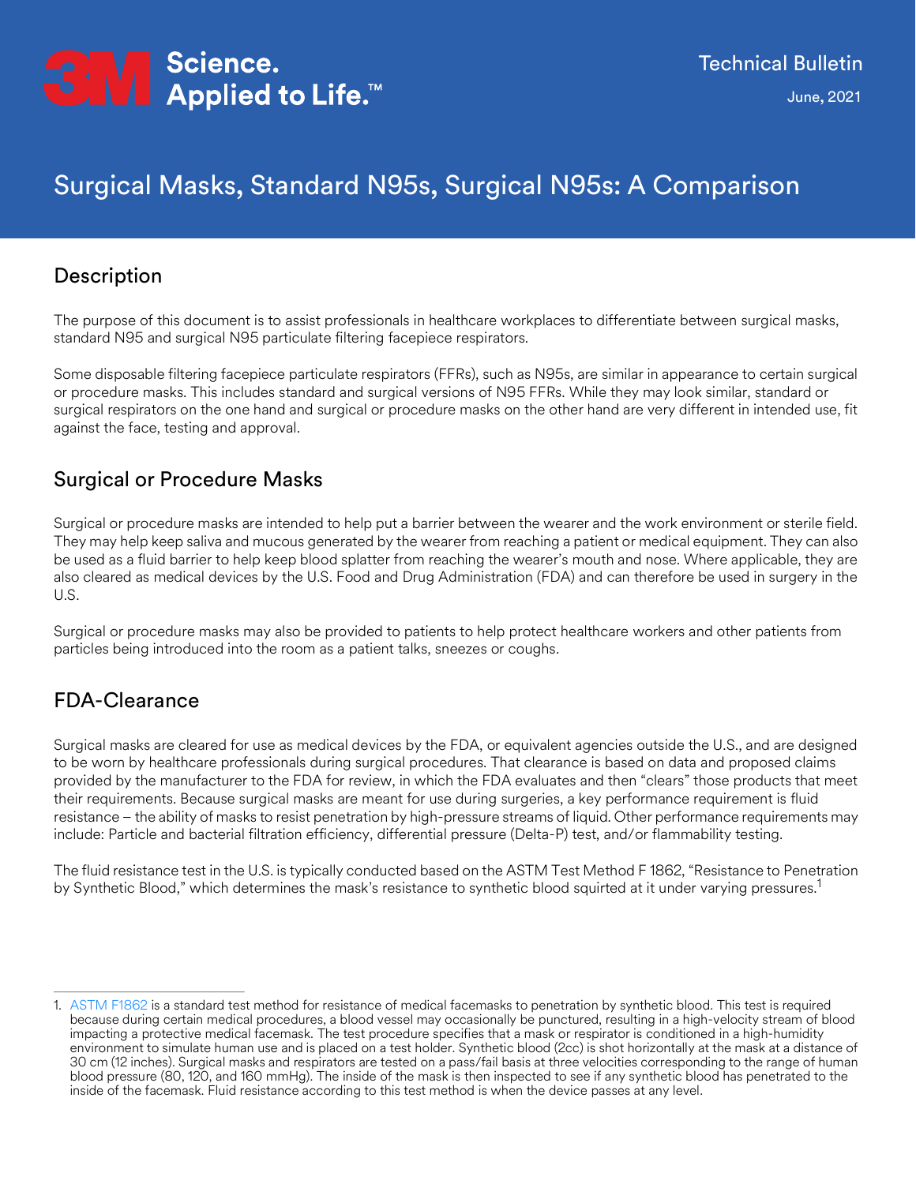3M Science. Applied to Life.™

Technical Bulletin

June, 2021

# Surgical Masks, Standard N95s, Surgical N95s: A Comparison

## Description

The purpose of this document is to assist professionals in healthcare workplaces to differentiate between surgical masks, standard N95 and surgical N95 particulate filtering facepiece respirators.

Some disposable filtering facepiece particulate respirators (FFRs), such as N95s, are similar in appearance to certain surgical or procedure masks. This includes standard and surgical versions of N95 FFRs. While they may look similar, standard or surgical respirators on the one hand and surgical or procedure masks on the other hand are very different in intended use, fit against the face, testing and approval.

## Surgical or Procedure Masks

Surgical or procedure masks are intended to help put a barrier between the wearer and the work environment or sterile field. They may help keep saliva and mucous generated by the wearer from reaching a patient or medical equipment. They can also be used as a fluid barrier to help keep blood splatter from reaching the wearer's mouth and nose. Where applicable, they are also cleared as medical devices by the U.S. Food and Drug Administration (FDA) and can therefore be used in surgery in the U.S.

Surgical or procedure masks may also be provided to patients to help protect healthcare workers and other patients from particles being introduced into the room as a patient talks, sneezes or coughs.

## FDA-Clearance

Surgical masks are cleared for use as medical devices by the FDA, or equivalent agencies outside the U.S., and are designed to be worn by healthcare professionals during surgical procedures. That clearance is based on data and proposed claims provided by the manufacturer to the FDA for review, in which the FDA evaluates and then "clears" those products that meet their requirements. Because surgical masks are meant for use during surgeries, a key performance requirement is fluid resistance – the ability of masks to resist penetration by high-pressure streams of liquid. Other performance requirements may include: Particle and bacterial filtration efficiency, differential pressure (Delta-P) test, and/or flammability testing.

The fluid resistance test in the U.S. is typically conducted based on the ASTM Test Method F 1862, "Resistance to Penetration by Synthetic Blood," which determines the mask's resistance to synthetic blood squirted at it under varying pressures.[1]

---

1. ASTM F1862 is a standard test method for resistance of medical facemasks to penetration by synthetic blood. This test is required because during certain medical procedures, a blood vessel may occasionally be punctured, resulting in a high-velocity stream of blood impacting a protective medical facemask. The test procedure specifies that a mask or respirator is conditioned in a high-humidity environment to simulate human use and is placed on a test holder. Synthetic blood (2cc) is shot horizontally at the mask at a distance of 30 cm (12 inches). Surgical masks and respirators are tested on a pass/fail basis at three velocities corresponding to the range of human blood pressure (80, 120, and 160 mmHg). The inside of the mask is then inspected to see if any synthetic blood has penetrated to the inside of the facemask. Fluid resistance according to this test method is when the device passes at any level.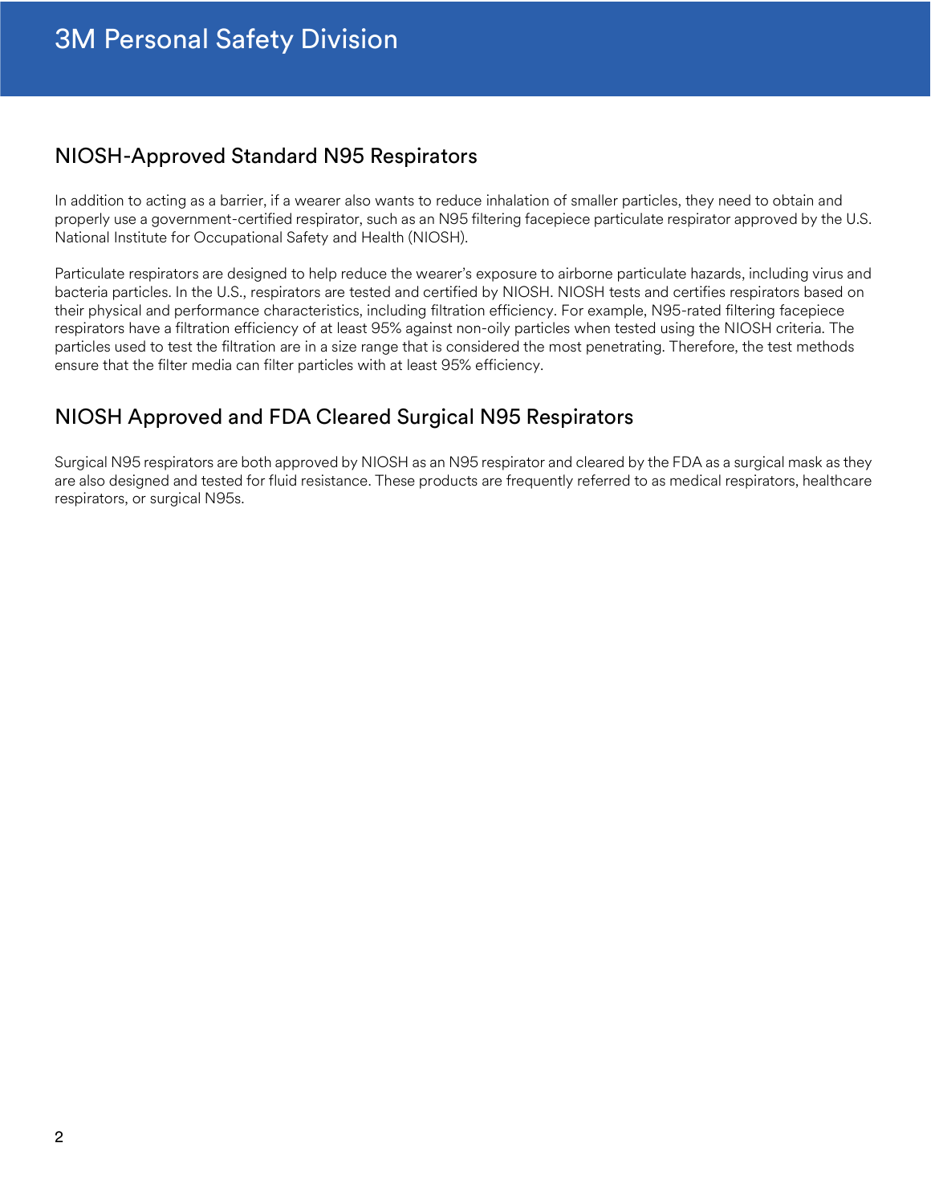## NIOSH-Approved Standard N95 Respirators

In addition to acting as a barrier, if a wearer also wants to reduce inhalation of smaller particles, they need to obtain and properly use a government-certified respirator, such as an N95 filtering facepiece particulate respirator approved by the U.S. National Institute for Occupational Safety and Health (NIOSH).

Particulate respirators are designed to help reduce the wearer's exposure to airborne particulate hazards, including virus and bacteria particles. In the U.S., respirators are tested and certified by NIOSH. NIOSH tests and certifies respirators based on their physical and performance characteristics, including filtration efficiency. For example, N95-rated filtering facepiece respirators have a filtration efficiency of at least 95% against non-oily particles when tested using the NIOSH criteria. The particles used to test the filtration are in a size range that is considered the most penetrating. Therefore, the test methods ensure that the filter media can filter particles with at least 95% efficiency.

## NIOSH Approved and FDA Cleared Surgical N95 Respirators

Surgical N95 respirators are both approved by NIOSH as an N95 respirator and cleared by the FDA as a surgical mask as they are also designed and tested for fluid resistance. These products are frequently referred to as medical respirators, healthcare respirators, or surgical N95s.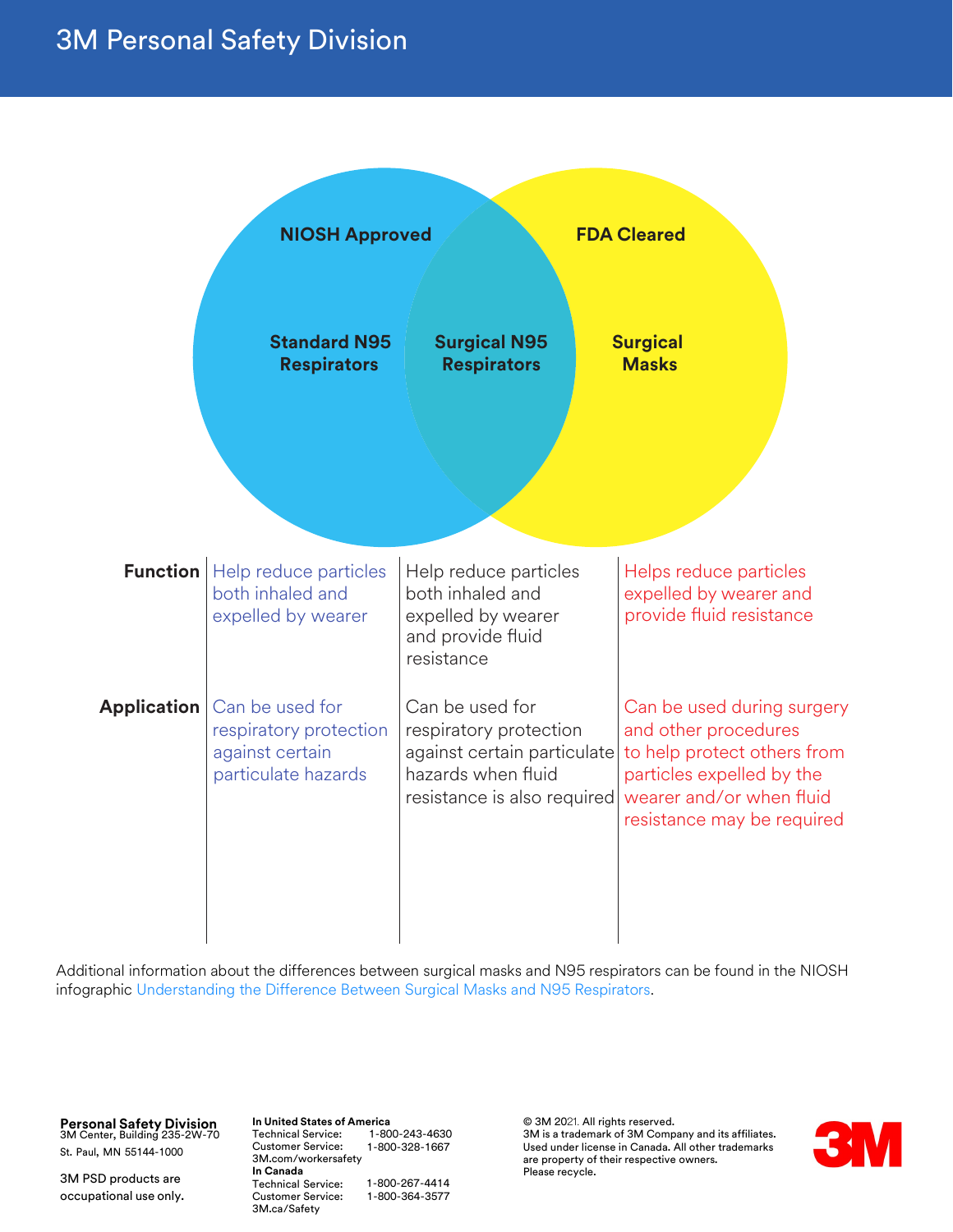# 3M Personal Safety Division

NIOSH Approved

FDA Cleared

Standard N95 Respirators

Surgical N95 Respirators

Surgical Masks

| | Standard N95 Respirators | Surgical N95 Respirators | Surgical Masks |
|---|---|---|---|
| **Function** | Help reduce particles both inhaled and expelled by wearer | Help reduce particles both inhaled and expelled by wearer and provide fluid resistance | Helps reduce particles expelled by wearer and provide fluid resistance |
| **Application** | Can be used for respiratory protection against certain particulate hazards | Can be used for respiratory protection against certain particulate hazards when fluid resistance is also required | Can be used during surgery and other procedures to help protect others from particles expelled by the wearer and/or when fluid resistance may be required |

Additional information about the differences between surgical masks and N95 respirators can be found in the NIOSH infographic Understanding the Difference Between Surgical Masks and N95 Respirators.

**Personal Safety Division**
3M Center, Building 235-2W-70
St. Paul, MN 55144-1000

3M PSD products are occupational use only.

**In United States of America**
Technical Service: 1-800-243-4630
Customer Service: 1-800-328-1667
3M.com/workersafety

**In Canada**
Technical Service: 1-800-267-4414
Customer Service: 1-800-364-3577
3M.ca/Safety

© 3M 2021. All rights reserved.
3M is a trademark of 3M Company and its affiliates. Used under license in Canada. All other trademarks are property of their respective owners.
Please recycle.

3M